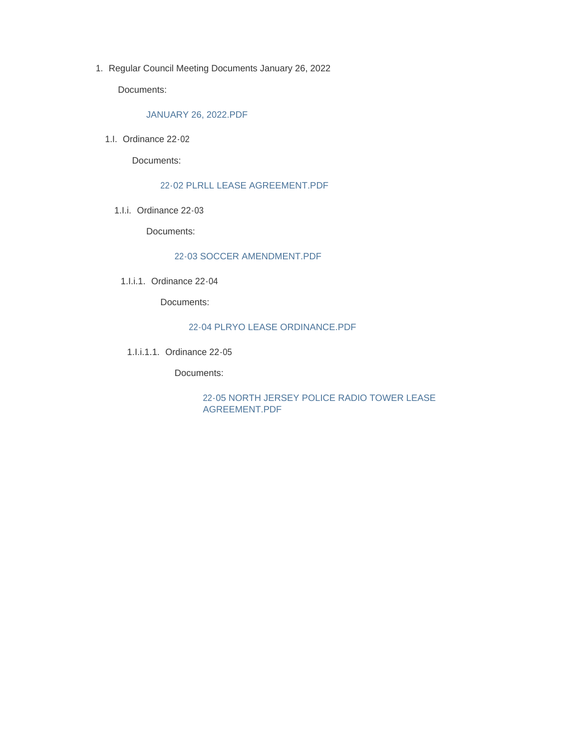1. Regular Council Meeting Documents January 26, 2022

    Documents:

    JANUARY 26, 2022.PDF

    1.I. Ordinance 22-02

        Documents:

        22-02 PLRLL LEASE AGREEMENT.PDF

        1.I.i. Ordinance 22-03

            Documents:

            22-03 SOCCER AMENDMENT.PDF

            1.I.i.1. Ordinance 22-04

                Documents:

                22-04 PLRYO LEASE ORDINANCE.PDF

                1.I.i.1.1. Ordinance 22-05

                    Documents:

                    22-05 NORTH JERSEY POLICE RADIO TOWER LEASE AGREEMENT.PDF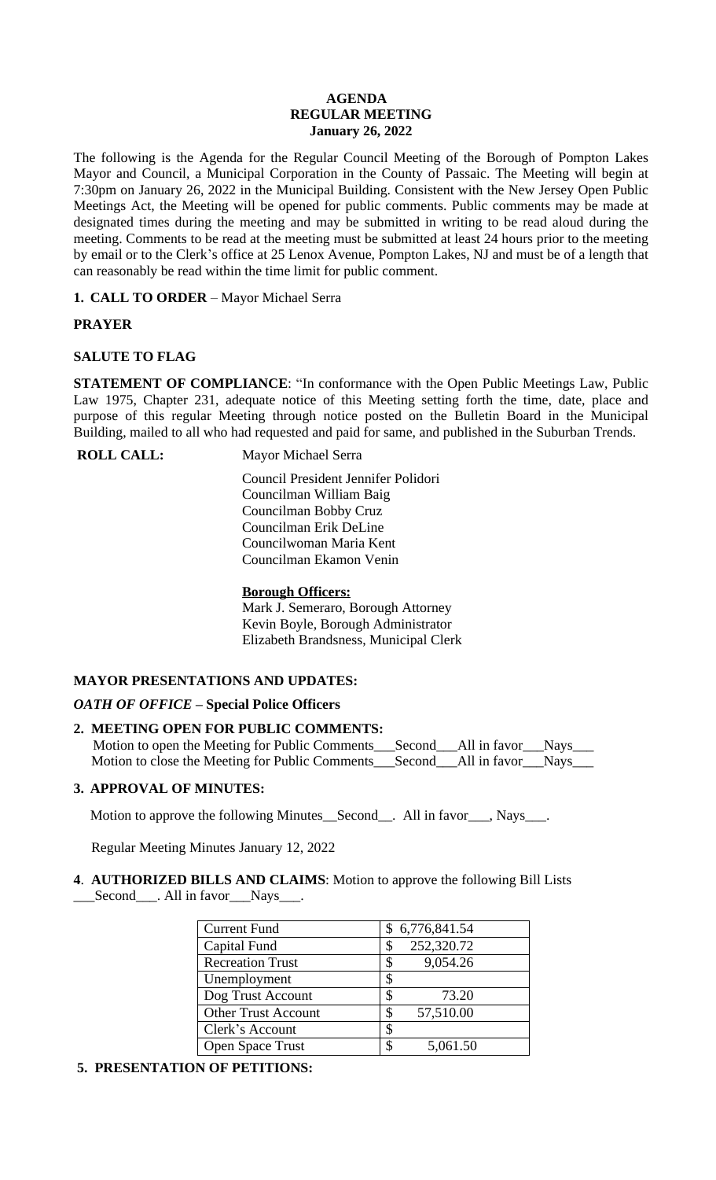**AGENDA**
**REGULAR MEETING**
**January 26, 2022**

The following is the Agenda for the Regular Council Meeting of the Borough of Pompton Lakes Mayor and Council, a Municipal Corporation in the County of Passaic. The Meeting will begin at 7:30pm on January 26, 2022 in the Municipal Building. Consistent with the New Jersey Open Public Meetings Act, the Meeting will be opened for public comments. Public comments may be made at designated times during the meeting and may be submitted in writing to be read aloud during the meeting. Comments to be read at the meeting must be submitted at least 24 hours prior to the meeting by email or to the Clerk's office at 25 Lenox Avenue, Pompton Lakes, NJ and must be of a length that can reasonably be read within the time limit for public comment.

**1. CALL TO ORDER** – Mayor Michael Serra

**PRAYER**

**SALUTE TO FLAG**

**STATEMENT OF COMPLIANCE**: "In conformance with the Open Public Meetings Law, Public Law 1975, Chapter 231, adequate notice of this Meeting setting forth the time, date, place and purpose of this regular Meeting through notice posted on the Bulletin Board in the Municipal Building, mailed to all who had requested and paid for same, and published in the Suburban Trends.

**ROLL CALL:** Mayor Michael Serra

Council President Jennifer Polidori
Councilman William Baig
Councilman Bobby Cruz
Councilman Erik DeLine
Councilwoman Maria Kent
Councilman Ekamon Venin

**Borough Officers:**
Mark J. Semeraro, Borough Attorney
Kevin Boyle, Borough Administrator
Elizabeth Brandsness, Municipal Clerk

**MAYOR PRESENTATIONS AND UPDATES:**

***OATH OF OFFICE* – Special Police Officers**

**2. MEETING OPEN FOR PUBLIC COMMENTS:**
Motion to open the Meeting for Public Comments___Second___All in favor___Nays___
Motion to close the Meeting for Public Comments___Second___All in favor___Nays___

**3. APPROVAL OF MINUTES:**

Motion to approve the following Minutes__Second__. All in favor___, Nays___.

Regular Meeting Minutes January 12, 2022

**4**. **AUTHORIZED BILLS AND CLAIMS**: Motion to approve the following Bill Lists ___Second___. All in favor___Nays___.

| | |
|---|---|
| Current Fund | $ 6,776,841.54 |
| Capital Fund | $ 252,320.72 |
| Recreation Trust | $ 9,054.26 |
| Unemployment | $ |
| Dog Trust Account | $ 73.20 |
| Other Trust Account | $ 57,510.00 |
| Clerk's Account | $ |
| Open Space Trust | $ 5,061.50 |

**5. PRESENTATION OF PETITIONS:**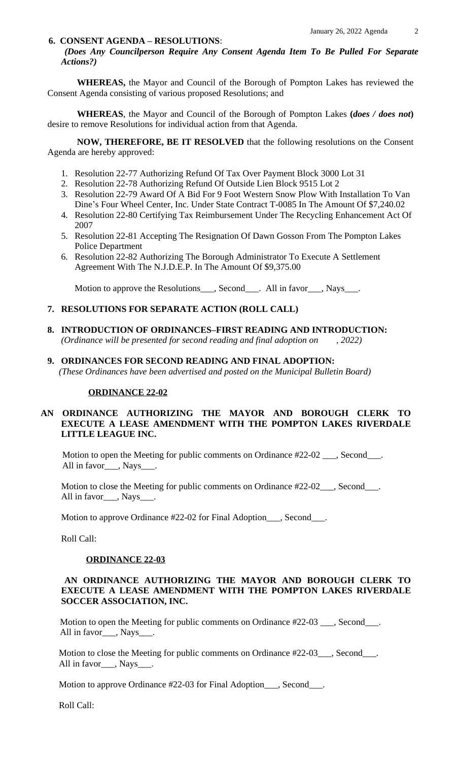## 6. CONSENT AGENDA – RESOLUTIONS:

***(Does Any Councilperson Require Any Consent Agenda Item To Be Pulled For Separate Actions?)***

**WHEREAS,** the Mayor and Council of the Borough of Pompton Lakes has reviewed the Consent Agenda consisting of various proposed Resolutions; and

**WHEREAS**, the Mayor and Council of the Borough of Pompton Lakes **(*does / does not*)** desire to remove Resolutions for individual action from that Agenda.

**NOW, THEREFORE, BE IT RESOLVED** that the following resolutions on the Consent Agenda are hereby approved:

1. Resolution 22-77 Authorizing Refund Of Tax Over Payment Block 3000 Lot 31
2. Resolution 22-78 Authorizing Refund Of Outside Lien Block 9515 Lot 2
3. Resolution 22-79 Award Of A Bid For 9 Foot Western Snow Plow With Installation To Van Dine's Four Wheel Center, Inc. Under State Contract T-0085 In The Amount Of $7,240.02
4. Resolution 22-80 Certifying Tax Reimbursement Under The Recycling Enhancement Act Of 2007
5. Resolution 22-81 Accepting The Resignation Of Dawn Gosson From The Pompton Lakes Police Department
6. Resolution 22-82 Authorizing The Borough Administrator To Execute A Settlement Agreement With The N.J.D.E.P. In The Amount Of $9,375.00

Motion to approve the Resolutions___, Second___. All in favor___, Nays___.

## 7. RESOLUTIONS FOR SEPARATE ACTION (ROLL CALL)

## 8. INTRODUCTION OF ORDINANCES–FIRST READING AND INTRODUCTION:

*(Ordinance will be presented for second reading and final adoption on , 2022)*

## 9. ORDINANCES FOR SECOND READING AND FINAL ADOPTION:

*(These Ordinances have been advertised and posted on the Municipal Bulletin Board)*

**ORDINANCE 22-02**

**AN ORDINANCE AUTHORIZING THE MAYOR AND BOROUGH CLERK TO EXECUTE A LEASE AMENDMENT WITH THE POMPTON LAKES RIVERDALE LITTLE LEAGUE INC.**

Motion to open the Meeting for public comments on Ordinance #22-02 ___, Second___. All in favor___, Nays___.

Motion to close the Meeting for public comments on Ordinance #22-02___, Second___. All in favor___, Nays___.

Motion to approve Ordinance #22-02 for Final Adoption___, Second___.

Roll Call:

**ORDINANCE 22-03**

**AN ORDINANCE AUTHORIZING THE MAYOR AND BOROUGH CLERK TO EXECUTE A LEASE AMENDMENT WITH THE POMPTON LAKES RIVERDALE SOCCER ASSOCIATION, INC.**

Motion to open the Meeting for public comments on Ordinance #22-03 ___, Second___. All in favor___, Nays___.

Motion to close the Meeting for public comments on Ordinance #22-03___, Second___. All in favor___, Nays___.

Motion to approve Ordinance #22-03 for Final Adoption___, Second___.

Roll Call: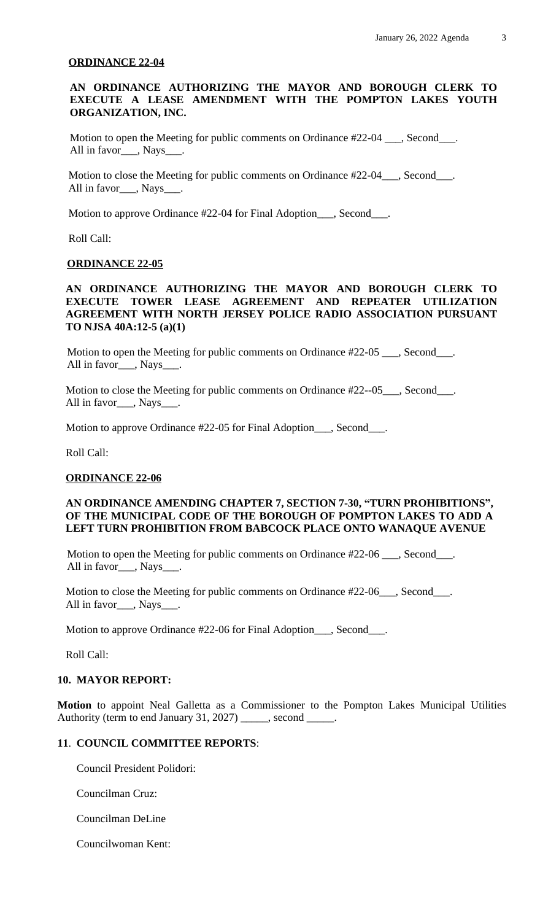**ORDINANCE 22-04**

**AN ORDINANCE AUTHORIZING THE MAYOR AND BOROUGH CLERK TO EXECUTE A LEASE AMENDMENT WITH THE POMPTON LAKES YOUTH ORGANIZATION, INC.**

Motion to open the Meeting for public comments on Ordinance #22-04 ___, Second___.
All in favor___, Nays___.

Motion to close the Meeting for public comments on Ordinance #22-04___, Second___.
All in favor___, Nays___.

Motion to approve Ordinance #22-04 for Final Adoption___, Second___.

Roll Call:

**ORDINANCE 22-05**

**AN ORDINANCE AUTHORIZING THE MAYOR AND BOROUGH CLERK TO EXECUTE TOWER LEASE AGREEMENT AND REPEATER UTILIZATION AGREEMENT WITH NORTH JERSEY POLICE RADIO ASSOCIATION PURSUANT TO NJSA 40A:12-5 (a)(1)**

Motion to open the Meeting for public comments on Ordinance #22-05 ___, Second___.
All in favor___, Nays___.

Motion to close the Meeting for public comments on Ordinance #22--05___, Second___.
All in favor___, Nays___.

Motion to approve Ordinance #22-05 for Final Adoption___, Second___.

Roll Call:

**ORDINANCE 22-06**

**AN ORDINANCE AMENDING CHAPTER 7, SECTION 7-30, "TURN PROHIBITIONS", OF THE MUNICIPAL CODE OF THE BOROUGH OF POMPTON LAKES TO ADD A LEFT TURN PROHIBITION FROM BABCOCK PLACE ONTO WANAQUE AVENUE**

Motion to open the Meeting for public comments on Ordinance #22-06 ___, Second___.
All in favor___, Nays___.

Motion to close the Meeting for public comments on Ordinance #22-06___, Second___.
All in favor___, Nays___.

Motion to approve Ordinance #22-06 for Final Adoption___, Second___.

Roll Call:

**10. MAYOR REPORT:**

**Motion** to appoint Neal Galletta as a Commissioner to the Pompton Lakes Municipal Utilities Authority (term to end January 31, 2027) _____, second _____.

**11. COUNCIL COMMITTEE REPORTS:**

Council President Polidori:

Councilman Cruz:

Councilman DeLine

Councilwoman Kent: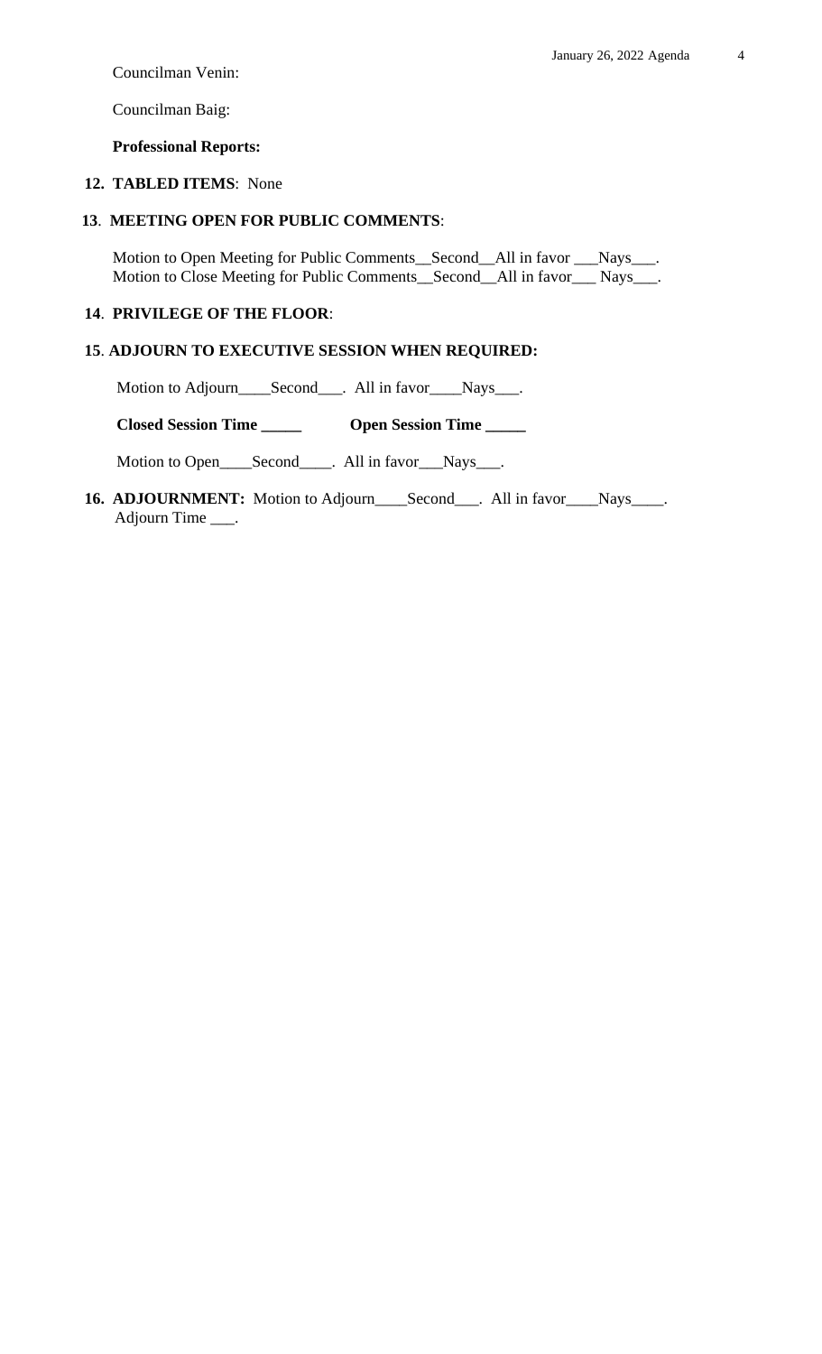Councilman Venin:

Councilman Baig:

**Professional Reports:**

**12. TABLED ITEMS**: None

**13**. **MEETING OPEN FOR PUBLIC COMMENTS**:

Motion to Open Meeting for Public Comments__Second__All in favor ___Nays___.
Motion to Close Meeting for Public Comments__Second__All in favor___ Nays___.

**14**. **PRIVILEGE OF THE FLOOR**:

**15**. **ADJOURN TO EXECUTIVE SESSION WHEN REQUIRED:**

Motion to Adjourn____Second___. All in favor____Nays___.

**Closed Session Time _____** **Open Session Time _____**

Motion to Open____Second____. All in favor___Nays___.

**16. ADJOURNMENT:** Motion to Adjourn____Second___. All in favor____Nays____.
Adjourn Time ___.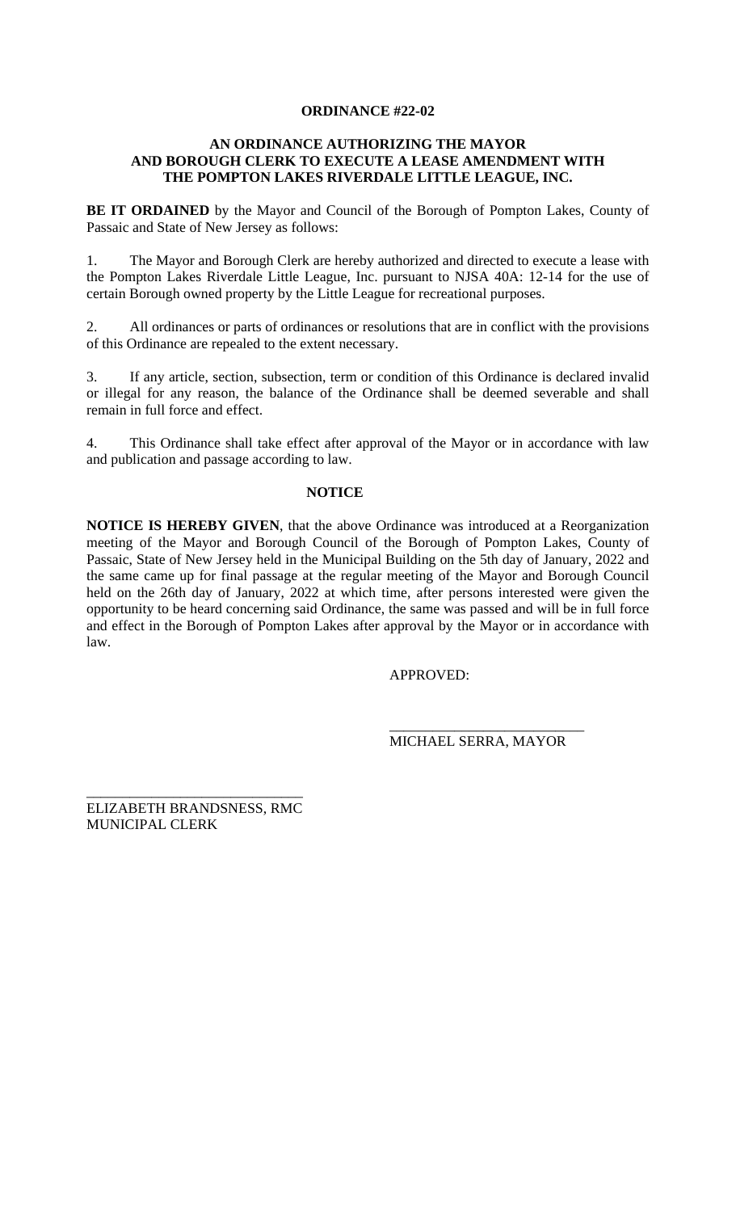**ORDINANCE #22-02**

**AN ORDINANCE AUTHORIZING THE MAYOR AND BOROUGH CLERK TO EXECUTE A LEASE AMENDMENT WITH THE POMPTON LAKES RIVERDALE LITTLE LEAGUE, INC.**

**BE IT ORDAINED** by the Mayor and Council of the Borough of Pompton Lakes, County of Passaic and State of New Jersey as follows:

1. The Mayor and Borough Clerk are hereby authorized and directed to execute a lease with the Pompton Lakes Riverdale Little League, Inc. pursuant to NJSA 40A: 12-14 for the use of certain Borough owned property by the Little League for recreational purposes.

2. All ordinances or parts of ordinances or resolutions that are in conflict with the provisions of this Ordinance are repealed to the extent necessary.

3. If any article, section, subsection, term or condition of this Ordinance is declared invalid or illegal for any reason, the balance of the Ordinance shall be deemed severable and shall remain in full force and effect.

4. This Ordinance shall take effect after approval of the Mayor or in accordance with law and publication and passage according to law.

**NOTICE**

**NOTICE IS HEREBY GIVEN**, that the above Ordinance was introduced at a Reorganization meeting of the Mayor and Borough Council of the Borough of Pompton Lakes, County of Passaic, State of New Jersey held in the Municipal Building on the 5th day of January, 2022 and the same came up for final passage at the regular meeting of the Mayor and Borough Council held on the 26th day of January, 2022 at which time, after persons interested were given the opportunity to be heard concerning said Ordinance, the same was passed and will be in full force and effect in the Borough of Pompton Lakes after approval by the Mayor or in accordance with law.

APPROVED:

\_\_\_\_\_\_\_\_\_\_\_\_\_\_\_\_\_\_\_\_\_\_\_\_\_\_\_
MICHAEL SERRA, MAYOR

\_\_\_\_\_\_\_\_\_\_\_\_\_\_\_\_\_\_\_\_\_\_\_\_\_\_\_\_\_\_
ELIZABETH BRANDSNESS, RMC
MUNICIPAL CLERK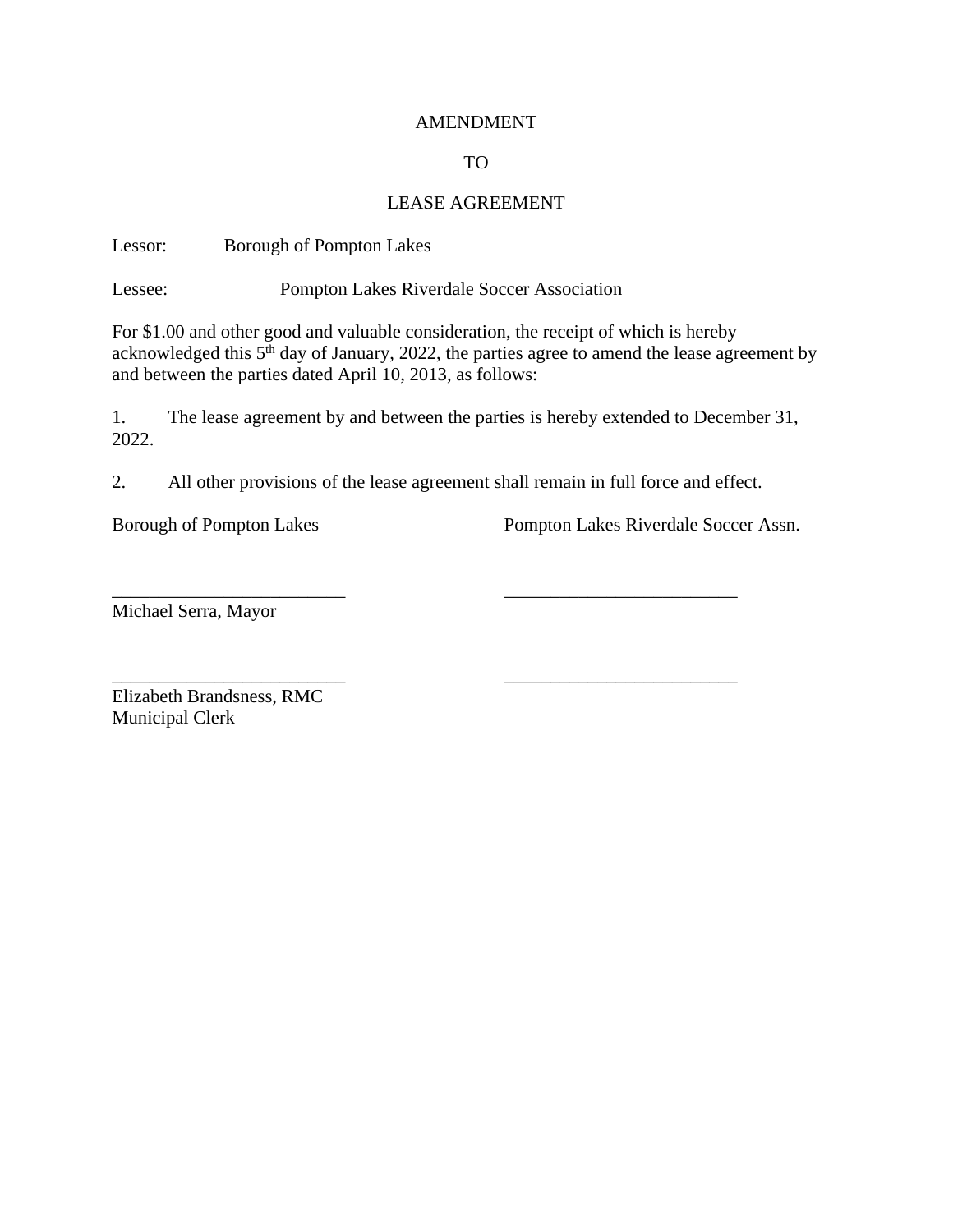AMENDMENT

TO

LEASE AGREEMENT

Lessor: Borough of Pompton Lakes

Lessee: Pompton Lakes Riverdale Soccer Association

For $1.00 and other good and valuable consideration, the receipt of which is hereby acknowledged this 5th day of January, 2022, the parties agree to amend the lease agreement by and between the parties dated April 10, 2013, as follows:

1. The lease agreement by and between the parties is hereby extended to December 31, 2022.

2. All other provisions of the lease agreement shall remain in full force and effect.

Borough of Pompton Lakes

_________________________
Michael Serra, Mayor

_________________________
Elizabeth Brandsness, RMC
Municipal Clerk

Pompton Lakes Riverdale Soccer Assn.

_________________________

_________________________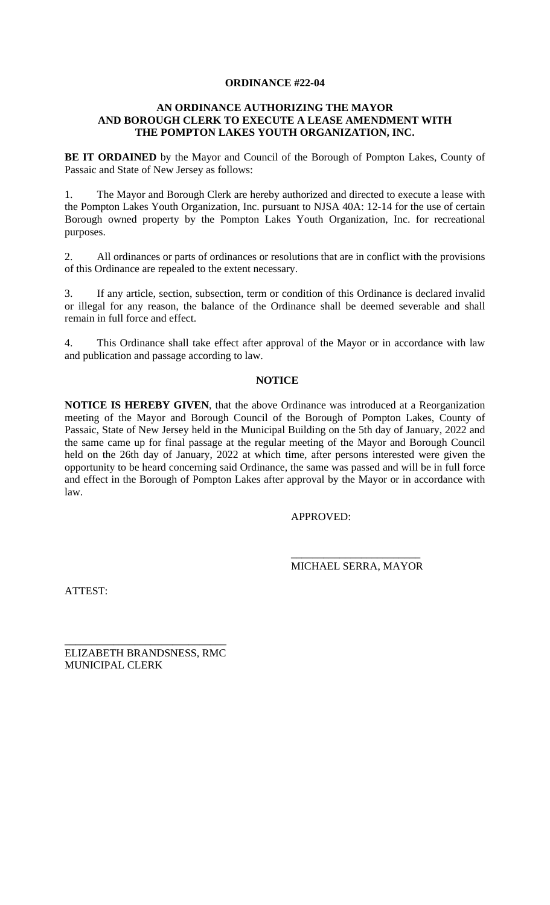# ORDINANCE #22-04

## AN ORDINANCE AUTHORIZING THE MAYOR AND BOROUGH CLERK TO EXECUTE A LEASE AMENDMENT WITH THE POMPTON LAKES YOUTH ORGANIZATION, INC.

**BE IT ORDAINED** by the Mayor and Council of the Borough of Pompton Lakes, County of Passaic and State of New Jersey as follows:

1. The Mayor and Borough Clerk are hereby authorized and directed to execute a lease with the Pompton Lakes Youth Organization, Inc. pursuant to NJSA 40A: 12-14 for the use of certain Borough owned property by the Pompton Lakes Youth Organization, Inc. for recreational purposes.

2. All ordinances or parts of ordinances or resolutions that are in conflict with the provisions of this Ordinance are repealed to the extent necessary.

3. If any article, section, subsection, term or condition of this Ordinance is declared invalid or illegal for any reason, the balance of the Ordinance shall be deemed severable and shall remain in full force and effect.

4. This Ordinance shall take effect after approval of the Mayor or in accordance with law and publication and passage according to law.

## NOTICE

**NOTICE IS HEREBY GIVEN**, that the above Ordinance was introduced at a Reorganization meeting of the Mayor and Borough Council of the Borough of Pompton Lakes, County of Passaic, State of New Jersey held in the Municipal Building on the 5th day of January, 2022 and the same came up for final passage at the regular meeting of the Mayor and Borough Council held on the 26th day of January, 2022 at which time, after persons interested were given the opportunity to be heard concerning said Ordinance, the same was passed and will be in full force and effect in the Borough of Pompton Lakes after approval by the Mayor or in accordance with law.

APPROVED:

________________________
MICHAEL SERRA, MAYOR

ATTEST:

______________________________
ELIZABETH BRANDSNESS, RMC
MUNICIPAL CLERK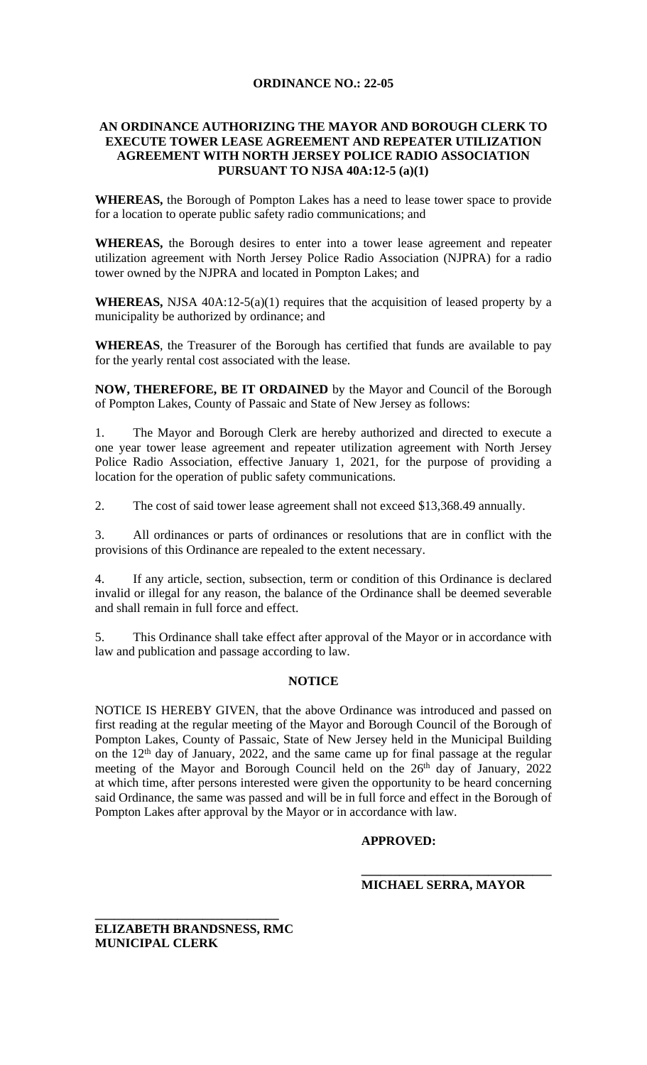**ORDINANCE NO.: 22-05**

**AN ORDINANCE AUTHORIZING THE MAYOR AND BOROUGH CLERK TO EXECUTE TOWER LEASE AGREEMENT AND REPEATER UTILIZATION AGREEMENT WITH NORTH JERSEY POLICE RADIO ASSOCIATION PURSUANT TO NJSA 40A:12-5 (a)(1)**

**WHEREAS,** the Borough of Pompton Lakes has a need to lease tower space to provide for a location to operate public safety radio communications; and

**WHEREAS,** the Borough desires to enter into a tower lease agreement and repeater utilization agreement with North Jersey Police Radio Association (NJPRA) for a radio tower owned by the NJPRA and located in Pompton Lakes; and

**WHEREAS,** NJSA 40A:12-5(a)(1) requires that the acquisition of leased property by a municipality be authorized by ordinance; and

**WHEREAS**, the Treasurer of the Borough has certified that funds are available to pay for the yearly rental cost associated with the lease.

**NOW, THEREFORE, BE IT ORDAINED** by the Mayor and Council of the Borough of Pompton Lakes, County of Passaic and State of New Jersey as follows:

1. The Mayor and Borough Clerk are hereby authorized and directed to execute a one year tower lease agreement and repeater utilization agreement with North Jersey Police Radio Association, effective January 1, 2021, for the purpose of providing a location for the operation of public safety communications.

2. The cost of said tower lease agreement shall not exceed $13,368.49 annually.

3. All ordinances or parts of ordinances or resolutions that are in conflict with the provisions of this Ordinance are repealed to the extent necessary.

4. If any article, section, subsection, term or condition of this Ordinance is declared invalid or illegal for any reason, the balance of the Ordinance shall be deemed severable and shall remain in full force and effect.

5. This Ordinance shall take effect after approval of the Mayor or in accordance with law and publication and passage according to law.

**NOTICE**

NOTICE IS HEREBY GIVEN, that the above Ordinance was introduced and passed on first reading at the regular meeting of the Mayor and Borough Council of the Borough of Pompton Lakes, County of Passaic, State of New Jersey held in the Municipal Building on the 12th day of January, 2022, and the same came up for final passage at the regular meeting of the Mayor and Borough Council held on the 26th day of January, 2022 at which time, after persons interested were given the opportunity to be heard concerning said Ordinance, the same was passed and will be in full force and effect in the Borough of Pompton Lakes after approval by the Mayor or in accordance with law.

**APPROVED:**

\_\_\_\_\_\_\_\_\_\_\_\_\_\_\_\_\_\_\_\_\_\_\_\_\_\_\_\_\_\_
**MICHAEL SERRA, MAYOR**

\_\_\_\_\_\_\_\_\_\_\_\_\_\_\_\_\_\_\_\_\_\_\_\_\_\_\_\_\_\_
**ELIZABETH BRANDSNESS, RMC**
**MUNICIPAL CLERK**